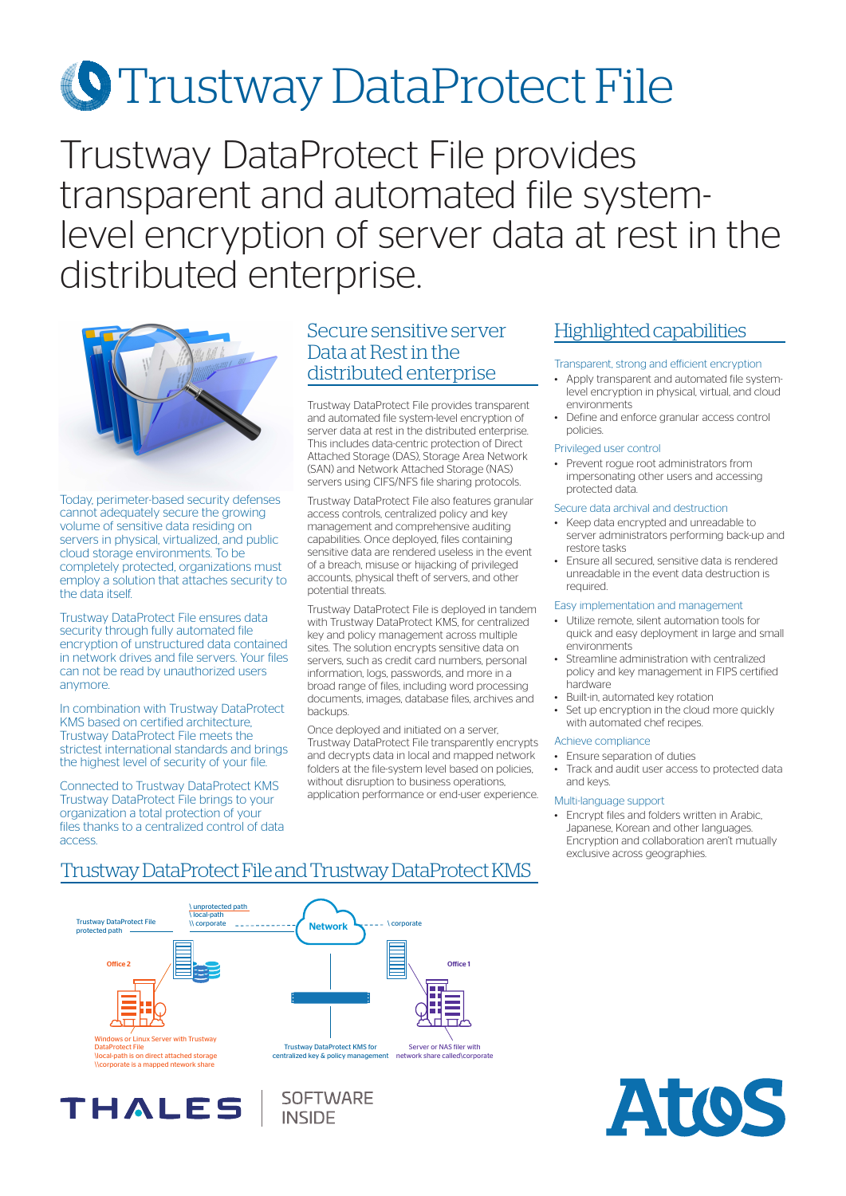# Trustway DataProtect File

Trustway DataProtect File provides transparent and automated file system-level encryption of server data at rest in the distributed enterprise.

Today, perimeter-based security defenses cannot adequately secure the growing volume of sensitive data residing on servers in physical, virtualized, and public cloud storage environments. To be completely protected, organizations must employ a solution that attaches security to the data itself.

Trustway DataProtect File ensures data security through fully automated file encryption of unstructured data contained in network drives and file servers. Your files can not be read by unauthorized users anymore.

In combination with Trustway DataProtect KMS based on certified architecture, Trustway DataProtect File meets the strictest international standards and brings the highest level of security to your file.

Connected to Trustway DataProtect KMS Trustway DataProtect File brings to your organization a total protection of your files thanks to a centralized control of data access.

## Secure sensitive server Data at Rest in the distributed enterprise

Trustway DataProtect File provides transparent and automated file system-level encryption of server data at rest in the distributed enterprise. This includes data-centric protection of Direct Attached Storage (DAS), Storage Area Network (SAN) and Network Attached Storage (NAS) servers using CIFS/NFS file sharing protocols.

Trustway DataProtect File also features granular access controls, centralized policy and key management and comprehensive auditing capabilities. Once deployed, files containing sensitive data are rendered useless in the event of a breach, misuse or hijacking of privileged accounts, physical theft of servers, and other potential threats.

Trustway DataProtect File is deployed in tandem with Trustway DataProtect KMS, for centralized key and policy management across multiple sites. The solution encrypts sensitive data on servers, such as credit card numbers, personal information, logs, passwords, and more in a broad range of files, including word processing documents, images, database files, archives and backups.

Once deployed and initiated on a server, Trustway DataProtect File transparently encrypts and decrypts data in local and mapped network folders at the file-system level based on policies, without disruption to business operations, application performance or end-user experience.

## Highlighted capabilities

### Transparent, strong and efficient encryption

- Apply transparent and automated file system-level encryption in physical, virtual, and cloud environments
- Define and enforce granular access control policies.

### Privileged user control

- Prevent rogue root administrators from impersonating other users and accessing protected data.

### Secure data archival and destruction

- Keep data encrypted and unreadable to server administrators performing back-up and restore tasks
- Ensure all secured, sensitive data is rendered unreadable in the event data destruction is required.

### Easy implementation and management

- Utilize remote, silent automation tools for quick and easy deployment in large and small environments
- Streamline administration with centralized policy and key management in FIPS certified hardware
- Built-in, automated key rotation
- Set up encryption in the cloud more quickly with automated chef recipes.

### Achieve compliance

- Ensure separation of duties
- Track and audit user access to protected data and keys.

### Multi-language support

- Encrypt files and folders written in Arabic, Japanese, Korean and other languages. Encryption and collaboration aren't mutually exclusive across geographies.

## Trustway DataProtect File and Trustway DataProtect KMS

Trustway DataProtect File protected path

\unprotected path
\local-path
\\corporate

Network

\corporate

Office 2

Office 1

Windows or Linux Server with Trustway DataProtect File
\local-path is on direct attached storage
\\corporate is a mapped ntework share

Trustway DataProtect KMS for centralized key & policy management

Server or NAS filer with network share called\corporate

THALES | SOFTWARE INSIDE

Atos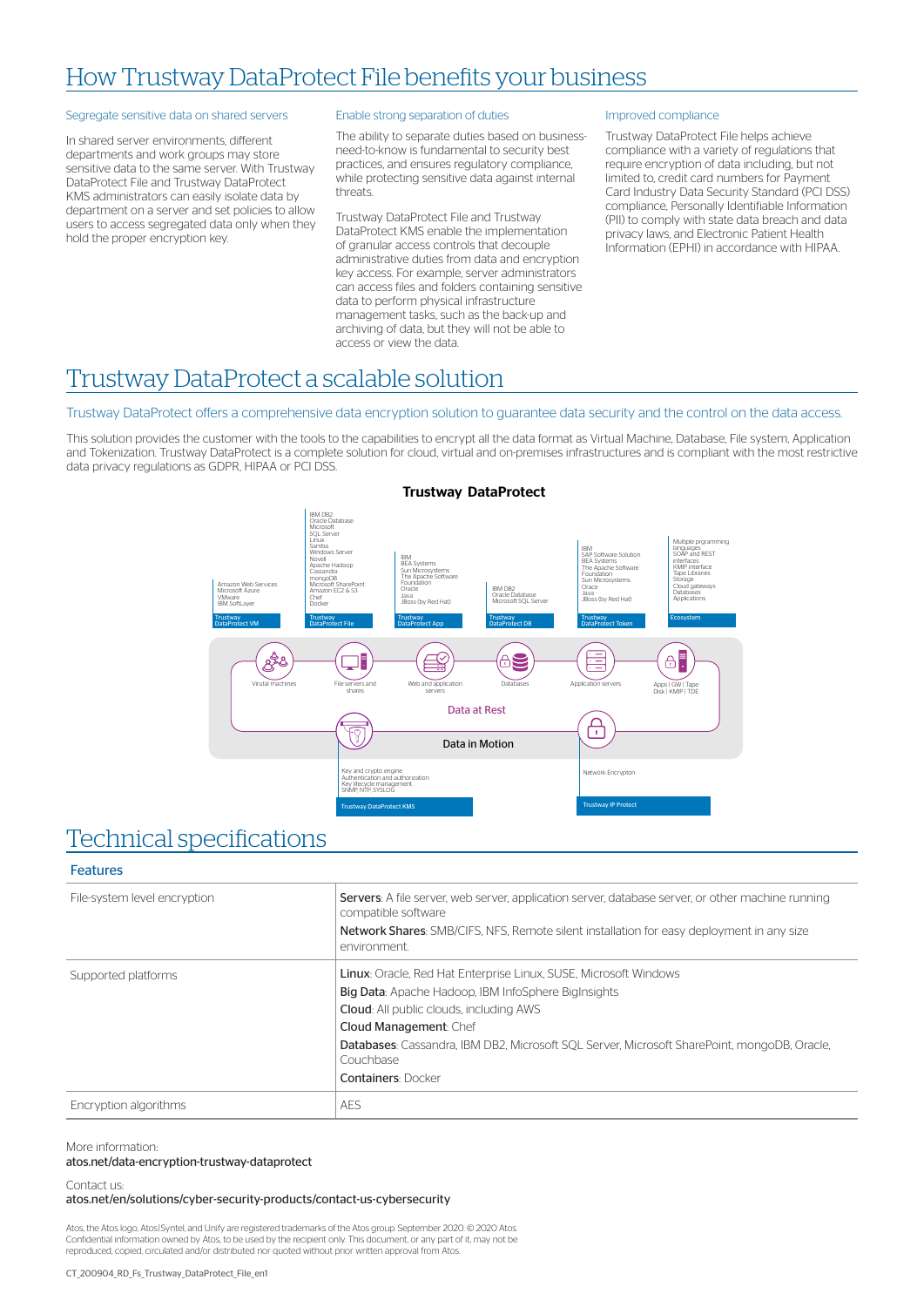# How Trustway DataProtect File benefits your business

### Segregate sensitive data on shared servers

In shared server environments, different departments and work groups may store sensitive data to the same server. With Trustway DataProtect File and Trustway DataProtect KMS administrators can easily isolate data by department on a server and set policies to allow users to access segregated data only when they hold the proper encryption key.

### Enable strong separation of duties

The ability to separate duties based on business-need-to-know is fundamental to security best practices, and ensures regulatory compliance, while protecting sensitive data against internal threats.

Trustway DataProtect File and Trustway DataProtect KMS enable the implementation of granular access controls that decouple administrative duties from data and encryption key access. For example, server administrators can access files and folders containing sensitive data to perform physical infrastructure management tasks, such as the back-up and archiving of data, but they will not be able to access or view the data.

### Improved compliance

Trustway DataProtect File helps achieve compliance with a variety of regulations that require encryption of data including, but not limited to, credit card numbers for Payment Card Industry Data Security Standard (PCI DSS) compliance, Personally Identifiable Information (PII) to comply with state data breach and data privacy laws, and Electronic Patient Health Information (EPHI) in accordance with HIPAA.

# Trustway DataProtect a scalable solution

Trustway DataProtect offers a comprehensive data encryption solution to guarantee data security and the control on the data access.

This solution provides the customer with the tools to the capabilities to encrypt all the data format as Virtual Machine, Database, File system, Application and Tokenization. Trustway DataProtect is a complete solution for cloud, virtual and on-premises infrastructures and is compliant with the most restrictive data privacy regulations as GDPR, HIPAA or PCI DSS.

**Trustway DataProtect**

Amazon Web Services
Microsoft Azure
VMware
IBM SoftLayer
Trustway DataProtect VM

IBM DB2
Oracle Database
Microsoft SQL Server
Linux
Samba
Windows Server
Novell
Apache Hadoop
Cassandra
mongoDB
Microsoft SharePoint
Amazon EC2 & S3
Chef
Docker
Trustway DataProtect File

IBM
BEA Systems
Sun Microsystems
The Apache Software Foundation
Oracle
Java
JBoss (by Red Hat)
Trustway DataProtect App

IBM DB2
Oracle Database
Microsoft SQL Server
Trustway DataProtect DB

IBM
SAP Software Solution
BEA Systems
The Apache Software Foundation
Sun Microsystems
Oracle
Java
JBoss (by Red Hat)
Trustway DataProtect Token

Multiple programming languages
SOAP and REST interfaces
KMIP interface
Tape Libraries
Storage
Cloud gateways
Databases
Applications
Ecosystem

Virtual machines
File servers and shares
Web and application servers
Databases
Application servers
Apps | GW | Tape Disk | KMIP | TDE

Data at Rest

Data in Motion

Key and crypto engine
Authentication and authorization
Key lifecycle management
SNMP, NTP, SYSLOG
Trustway DataProtect KMS

Network Encryption
Trustway IP Protect

# Technical specifications

## Features

| | |
|---|---|
| File-system level encryption | **Servers**: A file server, web server, application server, database server, or other machine running compatible software<br>**Network Shares**: SMB/CIFS, NFS, Remote silent installation for easy deployment in any size environment. |
| Supported platforms | **Linux**: Oracle, Red Hat Enterprise Linux, SUSE, Microsoft Windows<br>**Big Data**: Apache Hadoop, IBM InfoSphere BigInsights<br>**Cloud**: All public clouds, including AWS<br>**Cloud Management**: Chef<br>**Databases**: Cassandra, IBM DB2, Microsoft SQL Server, Microsoft SharePoint, mongoDB, Oracle, Couchbase<br>**Containers**: Docker |
| Encryption algorithms | AES |

More information:
atos.net/data-encryption-trustway-dataprotect

Contact us:
atos.net/en/solutions/cyber-security-products/contact-us-cybersecurity

Atos, the Atos logo, Atos|Syntel, and Unify are registered trademarks of the Atos group. September 2020. © 2020 Atos. Confidential information owned by Atos, to be used by the recipient only. This document, or any part of it, may not be reproduced, copied, circulated and/or distributed nor quoted without prior written approval from Atos.

CT_200904_RD_Fs_Trustway_DataProtect_File_en1